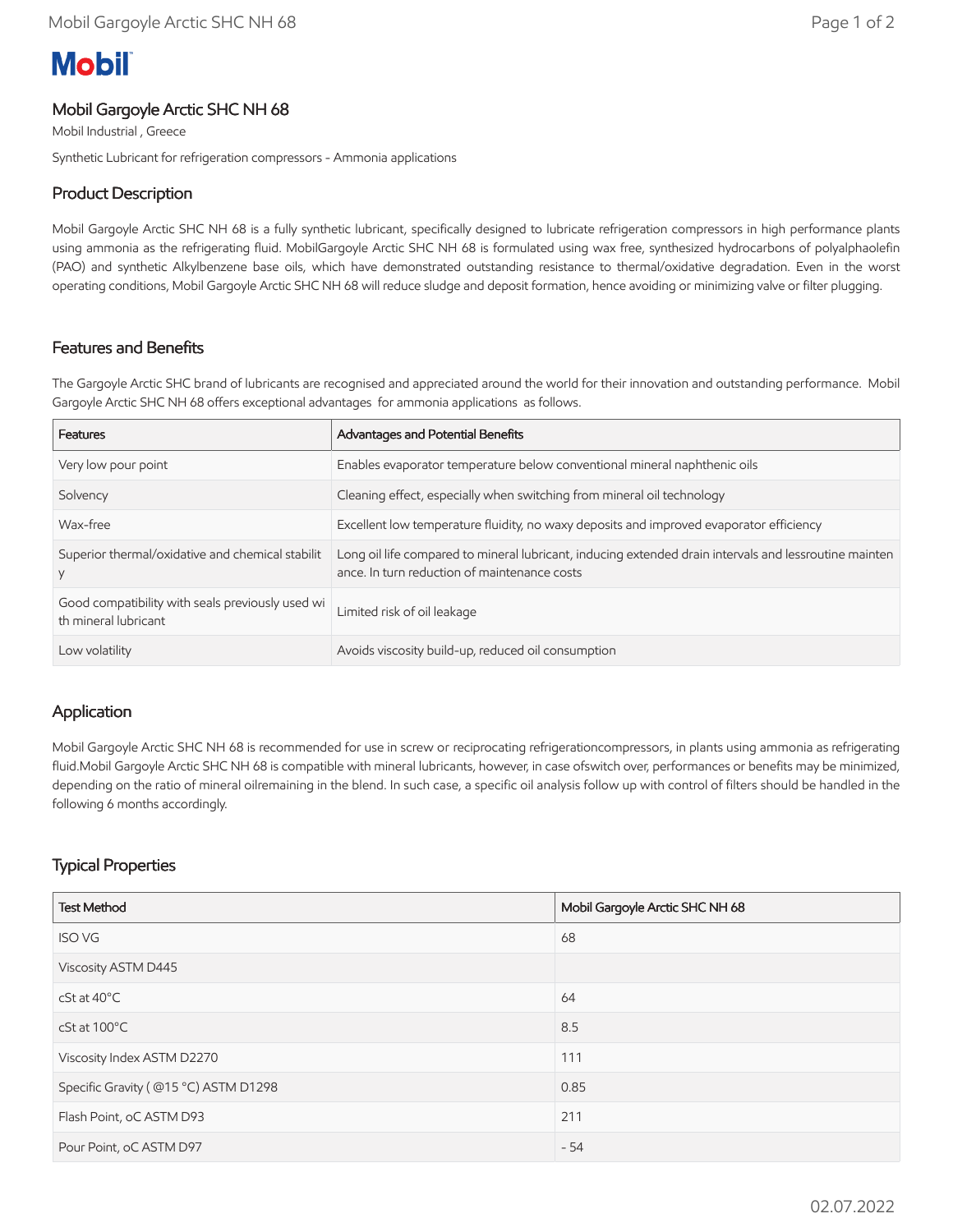# Mobil

## Mobil Gargoyle Arctic SHC NH 68

Mobil Industrial , Greece

Synthetic Lubricant for refrigeration compressors - Ammonia applications

## Product Description

Mobil Gargoyle Arctic SHC NH 68 is a fully synthetic lubricant, specifically designed to lubricate refrigeration compressors in high performance plants using ammonia as the refrigerating fluid. MobilGargoyle Arctic SHC NH 68 is formulated using wax free, synthesized hydrocarbons of polyalphaolefin (PAO) and synthetic Alkylbenzene base oils, which have demonstrated outstanding resistance to thermal/oxidative degradation. Even in the worst operating conditions, Mobil Gargoyle Arctic SHC NH 68 will reduce sludge and deposit formation, hence avoiding or minimizing valve or filter plugging.

## Features and Benefits

The Gargoyle Arctic SHC brand of lubricants are recognised and appreciated around the world for their innovation and outstanding performance. Mobil Gargoyle Arctic SHC NH 68 offers exceptional advantages for ammonia applications as follows.

| Features | Advantages and Potential Benefits |
|---|---|
| Very low pour point | Enables evaporator temperature below conventional mineral naphthenic oils |
| Solvency | Cleaning effect, especially when switching from mineral oil technology |
| Wax-free | Excellent low temperature fluidity, no waxy deposits and improved evaporator efficiency |
| Superior thermal/oxidative and chemical stability | Long oil life compared to mineral lubricant, inducing extended drain intervals and lessroutine maintenance. In turn reduction of maintenance costs |
| Good compatibility with seals previously used with mineral lubricant | Limited risk of oil leakage |
| Low volatility | Avoids viscosity build-up, reduced oil consumption |

## Application

Mobil Gargoyle Arctic SHC NH 68 is recommended for use in screw or reciprocating refrigerationcompressors, in plants using ammonia as refrigerating fluid.Mobil Gargoyle Arctic SHC NH 68 is compatible with mineral lubricants, however, in case ofswitch over, performances or benefits may be minimized, depending on the ratio of mineral oilremaining in the blend. In such case, a specific oil analysis follow up with control of filters should be handled in the following 6 months accordingly.

## Typical Properties

| Test Method | Mobil Gargoyle Arctic SHC NH 68 |
|---|---|
| ISO VG | 68 |
| Viscosity ASTM D445 | |
| cSt at 40°C | 64 |
| cSt at 100°C | 8.5 |
| Viscosity Index ASTM D2270 | 111 |
| Specific Gravity ( @15 °C) ASTM D1298 | 0.85 |
| Flash Point, oC ASTM D93 | 211 |
| Pour Point, oC ASTM D97 | - 54 |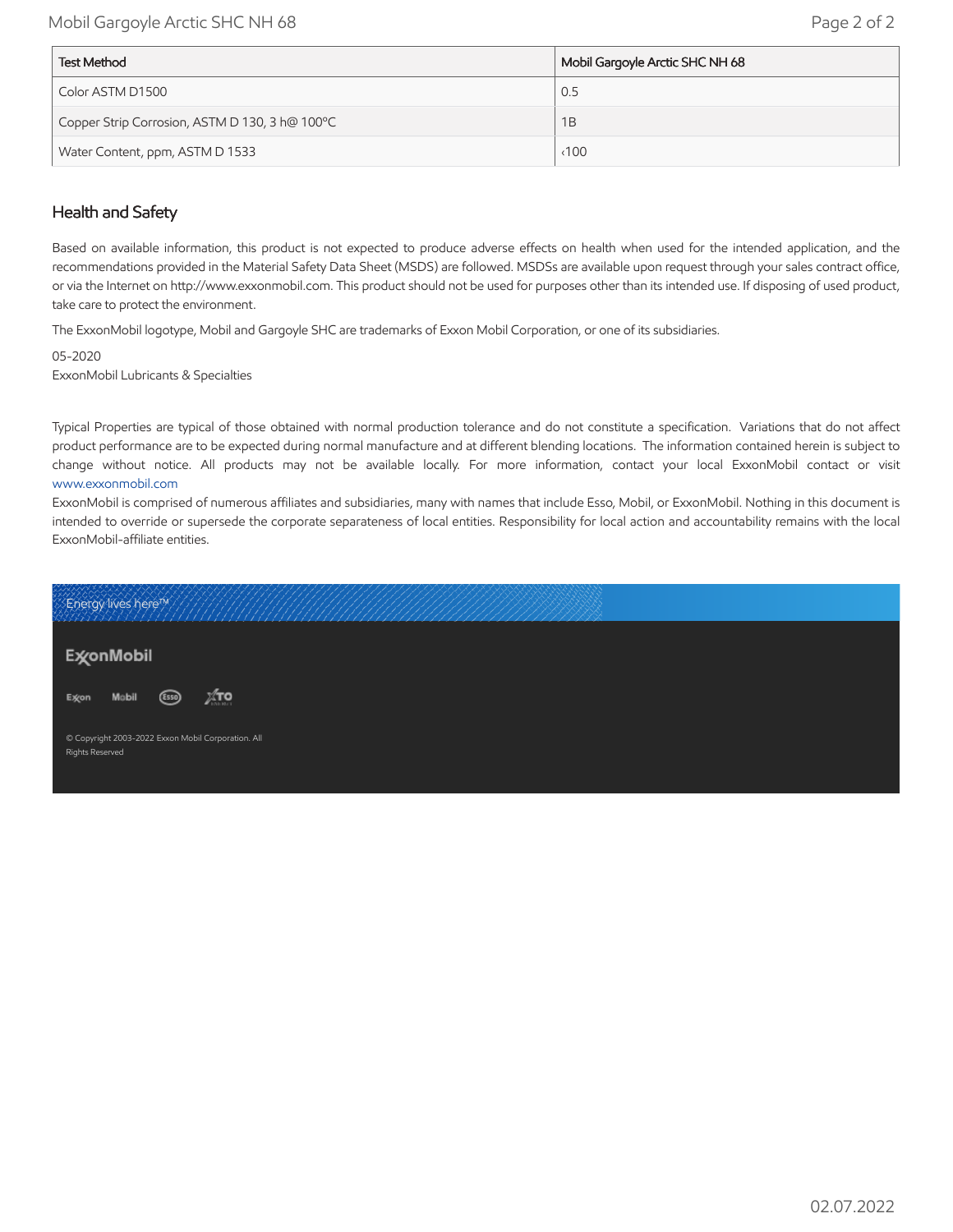| Test Method | Mobil Gargoyle Arctic SHC NH 68 |
| --- | --- |
| Color ASTM D1500 | 0.5 |
| Copper Strip Corrosion, ASTM D 130, 3 h@ 100ºC | 1B |
| Water Content, ppm, ASTM D 1533 | ‹100 |

## Health and Safety

Based on available information, this product is not expected to produce adverse effects on health when used for the intended application, and the recommendations provided in the Material Safety Data Sheet (MSDS) are followed. MSDSs are available upon request through your sales contract office, or via the Internet on http://www.exxonmobil.com. This product should not be used for purposes other than its intended use. If disposing of used product, take care to protect the environment.

The ExxonMobil logotype, Mobil and Gargoyle SHC are trademarks of Exxon Mobil Corporation, or one of its subsidiaries.

05-2020
ExxonMobil Lubricants & Specialties

Typical Properties are typical of those obtained with normal production tolerance and do not constitute a specification. Variations that do not affect product performance are to be expected during normal manufacture and at different blending locations. The information contained herein is subject to change without notice. All products may not be available locally. For more information, contact your local ExxonMobil contact or visit www.exxonmobil.com

ExxonMobil is comprised of numerous affiliates and subsidiaries, many with names that include Esso, Mobil, or ExxonMobil. Nothing in this document is intended to override or supersede the corporate separateness of local entities. Responsibility for local action and accountability remains with the local ExxonMobil-affiliate entities.

Energy lives here™

ExxonMobil

Exxon Mobil Esso XTO

© Copyright 2003-2022 Exxon Mobil Corporation. All Rights Reserved

02.07.2022